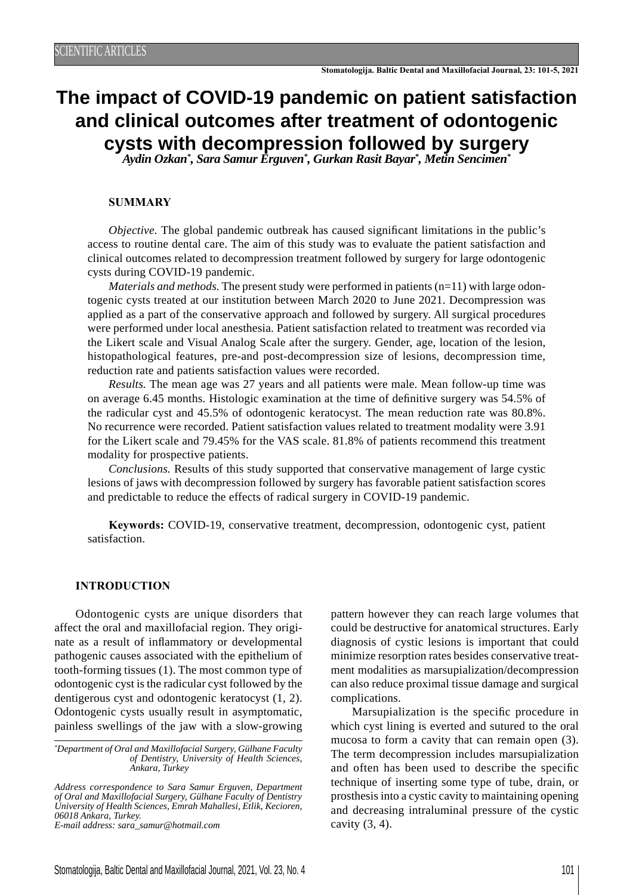SCIENTIFIC ARTICLES

# The impact of COVID-19 pandemic on patient satisfaction and clinical outcomes after treatment of odontogenic cysts with decompression followed by surgery

***Aydin Ozkan[*], Sara Samur Erguven[*], Gurkan Rasit Bayar[*], Metin Sencimen[*]***

## SUMMARY

*Objective.* The global pandemic outbreak has caused significant limitations in the public's access to routine dental care. The aim of this study was to evaluate the patient satisfaction and clinical outcomes related to decompression treatment followed by surgery for large odontogenic cysts during COVID-19 pandemic.

*Materials and methods.* The present study were performed in patients (n=11) with large odontogenic cysts treated at our institution between March 2020 to June 2021. Decompression was applied as a part of the conservative approach and followed by surgery. All surgical procedures were performed under local anesthesia. Patient satisfaction related to treatment was recorded via the Likert scale and Visual Analog Scale after the surgery. Gender, age, location of the lesion, histopathological features, pre-and post-decompression size of lesions, decompression time, reduction rate and patients satisfaction values were recorded.

*Results.* The mean age was 27 years and all patients were male. Mean follow-up time was on average 6.45 months. Histologic examination at the time of definitive surgery was 54.5% of the radicular cyst and 45.5% of odontogenic keratocyst. The mean reduction rate was 80.8%. No recurrence were recorded. Patient satisfaction values related to treatment modality were 3.91 for the Likert scale and 79.45% for the VAS scale. 81.8% of patients recommend this treatment modality for prospective patients.

*Conclusions.* Results of this study supported that conservative management of large cystic lesions of jaws with decompression followed by surgery has favorable patient satisfaction scores and predictable to reduce the effects of radical surgery in COVID-19 pandemic.

**Keywords:** COVID-19, conservative treatment, decompression, odontogenic cyst, patient satisfaction.

## INTRODUCTION

Odontogenic cysts are unique disorders that affect the oral and maxillofacial region. They originate as a result of inflammatory or developmental pathogenic causes associated with the epithelium of tooth-forming tissues (1). The most common type of odontogenic cyst is the radicular cyst followed by the dentigerous cyst and odontogenic keratocyst (1, 2). Odontogenic cysts usually result in asymptomatic, painless swellings of the jaw with a slow-growing pattern however they can reach large volumes that could be destructive for anatomical structures. Early diagnosis of cystic lesions is important that could minimize resorption rates besides conservative treatment modalities as marsupialization/decompression can also reduce proximal tissue damage and surgical complications.

Marsupialization is the specific procedure in which cyst lining is everted and sutured to the oral mucosa to form a cavity that can remain open (3). The term decompression includes marsupialization and often has been used to describe the specific technique of inserting some type of tube, drain, or prosthesis into a cystic cavity to maintaining opening and decreasing intraluminal pressure of the cystic cavity (3, 4).

---

[*]*Department of Oral and Maxillofacial Surgery, Gülhane Faculty of Dentistry, University of Health Sciences, Ankara, Turkey*

*Address correspondence to Sara Samur Erguven, Department of Oral and Maxillofacial Surgery, Gülhane Faculty of Dentistry University of Health Sciences, Emrah Mahallesi, Etlik, Kecioren, 06018 Ankara, Turkey.*
*E-mail address: sara_samur@hotmail.com*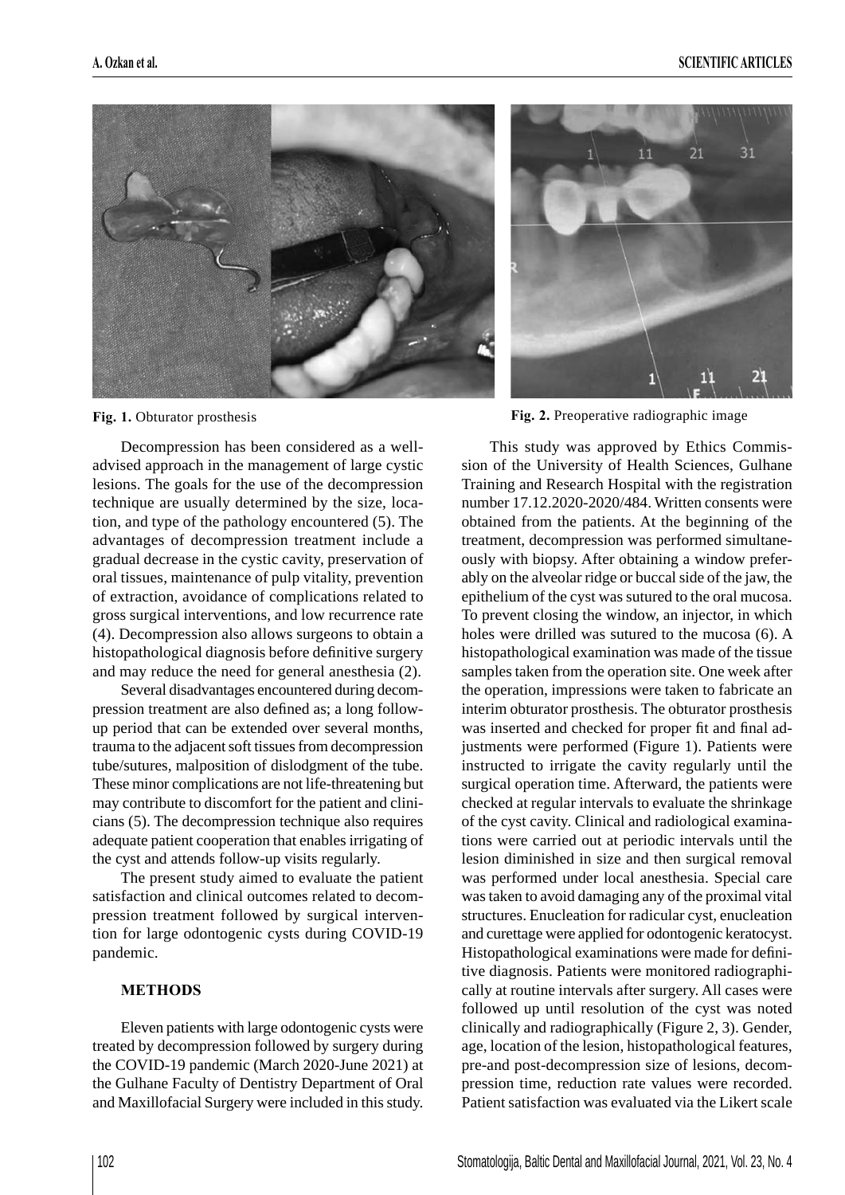Fig. 1. Obturator prosthesis

Fig. 2. Preoperative radiographic image

Decompression has been considered as a well-advised approach in the management of large cystic lesions. The goals for the use of the decompression technique are usually determined by the size, location, and type of the pathology encountered (5). The advantages of decompression treatment include a gradual decrease in the cystic cavity, preservation of oral tissues, maintenance of pulp vitality, prevention of extraction, avoidance of complications related to gross surgical interventions, and low recurrence rate (4). Decompression also allows surgeons to obtain a histopathological diagnosis before definitive surgery and may reduce the need for general anesthesia (2).

Several disadvantages encountered during decompression treatment are also defined as; a long follow-up period that can be extended over several months, trauma to the adjacent soft tissues from decompression tube/sutures, malposition of dislodgment of the tube. These minor complications are not life-threatening but may contribute to discomfort for the patient and clinicians (5). The decompression technique also requires adequate patient cooperation that enables irrigating of the cyst and attends follow-up visits regularly.

The present study aimed to evaluate the patient satisfaction and clinical outcomes related to decompression treatment followed by surgical intervention for large odontogenic cysts during COVID-19 pandemic.

## METHODS

Eleven patients with large odontogenic cysts were treated by decompression followed by surgery during the COVID-19 pandemic (March 2020-June 2021) at the Gulhane Faculty of Dentistry Department of Oral and Maxillofacial Surgery were included in this study.

This study was approved by Ethics Commission of the University of Health Sciences, Gulhane Training and Research Hospital with the registration number 17.12.2020-2020/484. Written consents were obtained from the patients. At the beginning of the treatment, decompression was performed simultaneously with biopsy. After obtaining a window preferably on the alveolar ridge or buccal side of the jaw, the epithelium of the cyst was sutured to the oral mucosa. To prevent closing the window, an injector, in which holes were drilled was sutured to the mucosa (6). A histopathological examination was made of the tissue samples taken from the operation site. One week after the operation, impressions were taken to fabricate an interim obturator prosthesis. The obturator prosthesis was inserted and checked for proper fit and final adjustments were performed (Figure 1). Patients were instructed to irrigate the cavity regularly until the surgical operation time. Afterward, the patients were checked at regular intervals to evaluate the shrinkage of the cyst cavity. Clinical and radiological examinations were carried out at periodic intervals until the lesion diminished in size and then surgical removal was performed under local anesthesia. Special care was taken to avoid damaging any of the proximal vital structures. Enucleation for radicular cyst, enucleation and curettage were applied for odontogenic keratocyst. Histopathological examinations were made for definitive diagnosis. Patients were monitored radiographically at routine intervals after surgery. All cases were followed up until resolution of the cyst was noted clinically and radiographically (Figure 2, 3). Gender, age, location of the lesion, histopathological features, pre-and post-decompression size of lesions, decompression time, reduction rate values were recorded. Patient satisfaction was evaluated via the Likert scale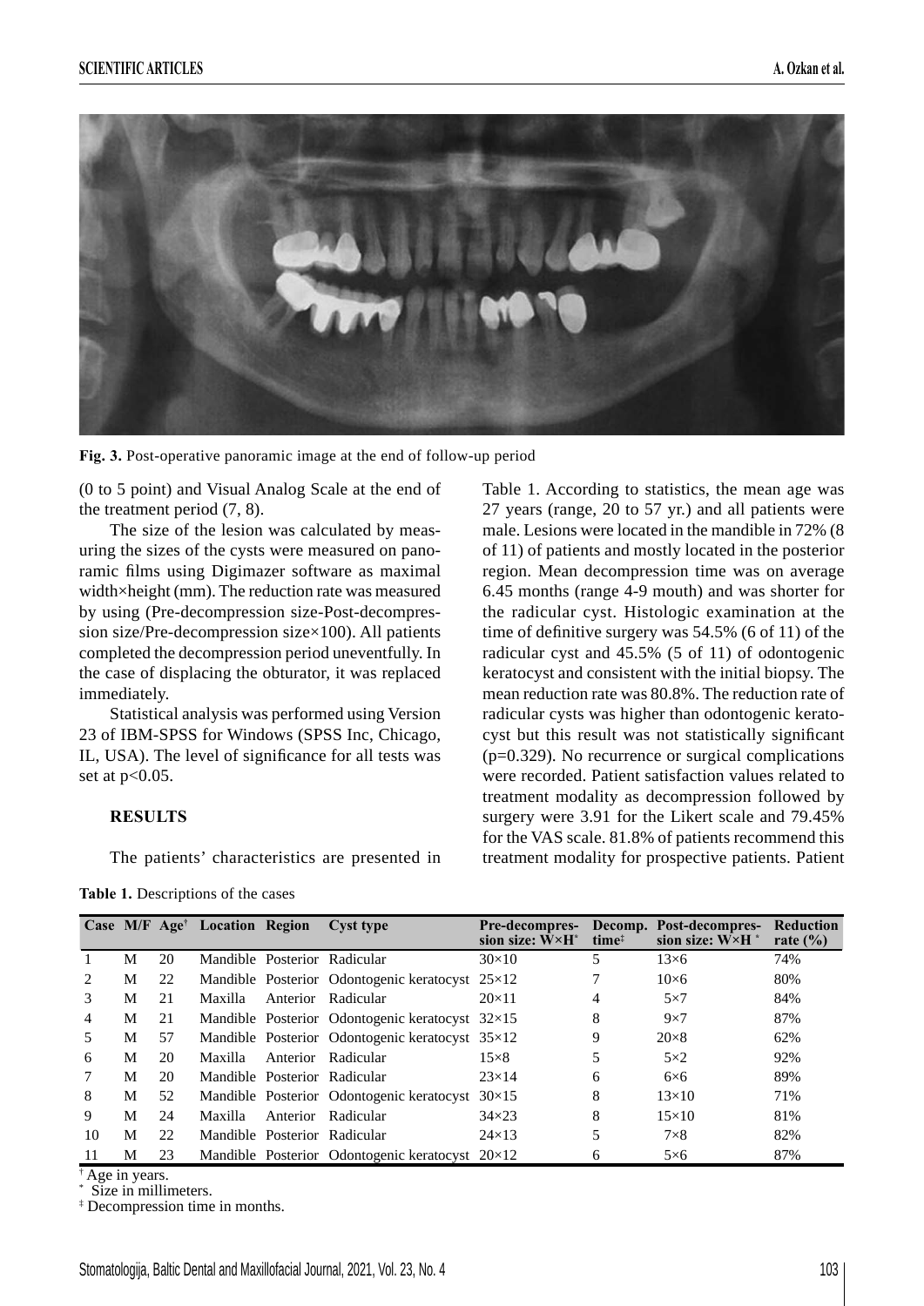Fig. 3. Post-operative panoramic image at the end of follow-up period

(0 to 5 point) and Visual Analog Scale at the end of the treatment period (7, 8).

The size of the lesion was calculated by measuring the sizes of the cysts were measured on panoramic films using Digimazer software as maximal width×height (mm). The reduction rate was measured by using (Pre-decompression size-Post-decompression size/Pre-decompression size×100). All patients completed the decompression period uneventfully. In the case of displacing the obturator, it was replaced immediately.

Statistical analysis was performed using Version 23 of IBM-SPSS for Windows (SPSS Inc, Chicago, IL, USA). The level of significance for all tests was set at $p<0.05$.

## RESULTS

The patients' characteristics are presented in Table 1. According to statistics, the mean age was 27 years (range, 20 to 57 yr.) and all patients were male. Lesions were located in the mandible in 72% (8 of 11) of patients and mostly located in the posterior region. Mean decompression time was on average 6.45 months (range 4-9 mouth) and was shorter for the radicular cyst. Histologic examination at the time of definitive surgery was 54.5% (6 of 11) of the radicular cyst and 45.5% (5 of 11) of odontogenic keratocyst and consistent with the initial biopsy. The mean reduction rate was 80.8%. The reduction rate of radicular cysts was higher than odontogenic keratocyst but this result was not statistically significant ($p=0.329$). No recurrence or surgical complications were recorded. Patient satisfaction values related to treatment modality as decompression followed by surgery were 3.91 for the Likert scale and 79.45% for the VAS scale. 81.8% of patients recommend this treatment modality for prospective patients. Patient

**Table 1.** Descriptions of the cases

| Case | M/F | Age[†] | Location | Region | Cyst type | Pre-decompression size: W×H[*] | Decomp. time[‡] | Post-decompression size: W×H [*] | Reduction rate (%) |
|---|---|---|---|---|---|---|---|---|---|
| 1 | M | 20 | Mandible | Posterior | Radicular | 30×10 | 5 | 13×6 | 74% |
| 2 | M | 22 | Mandible | Posterior | Odontogenic keratocyst | 25×12 | 7 | 10×6 | 80% |
| 3 | M | 21 | Maxilla | Anterior | Radicular | 20×11 | 4 | 5×7 | 84% |
| 4 | M | 21 | Mandible | Posterior | Odontogenic keratocyst | 32×15 | 8 | 9×7 | 87% |
| 5 | M | 57 | Mandible | Posterior | Odontogenic keratocyst | 35×12 | 9 | 20×8 | 62% |
| 6 | M | 20 | Maxilla | Anterior | Radicular | 15×8 | 5 | 5×2 | 92% |
| 7 | M | 20 | Mandible | Posterior | Radicular | 23×14 | 6 | 6×6 | 89% |
| 8 | M | 52 | Mandible | Posterior | Odontogenic keratocyst | 30×15 | 8 | 13×10 | 71% |
| 9 | M | 24 | Maxilla | Anterior | Radicular | 34×23 | 8 | 15×10 | 81% |
| 10 | M | 22 | Mandible | Posterior | Radicular | 24×13 | 5 | 7×8 | 82% |
| 11 | M | 23 | Mandible | Posterior | Odontogenic keratocyst | 20×12 | 6 | 5×6 | 87% |

[†] Age in years.
[*] Size in millimeters.
[‡] Decompression time in months.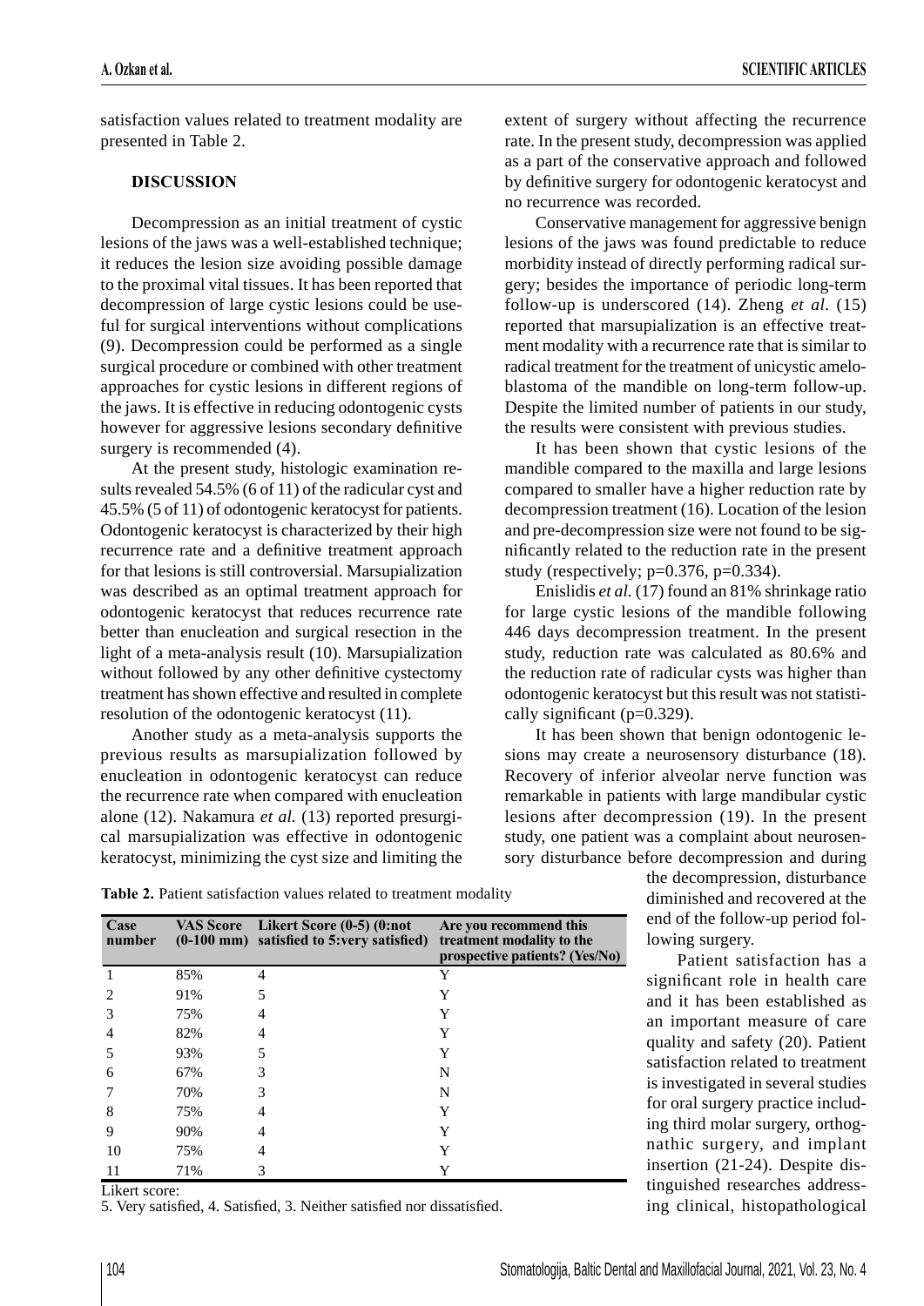satisfaction values related to treatment modality are presented in Table 2.

## DISCUSSION

Decompression as an initial treatment of cystic lesions of the jaws was a well-established technique; it reduces the lesion size avoiding possible damage to the proximal vital tissues. It has been reported that decompression of large cystic lesions could be useful for surgical interventions without complications (9). Decompression could be performed as a single surgical procedure or combined with other treatment approaches for cystic lesions in different regions of the jaws. It is effective in reducing odontogenic cysts however for aggressive lesions secondary definitive surgery is recommended (4).

At the present study, histologic examination results revealed 54.5% (6 of 11) of the radicular cyst and 45.5% (5 of 11) of odontogenic keratocyst for patients. Odontogenic keratocyst is characterized by their high recurrence rate and a definitive treatment approach for that lesions is still controversial. Marsupialization was described as an optimal treatment approach for odontogenic keratocyst that reduces recurrence rate better than enucleation and surgical resection in the light of a meta-analysis result (10). Marsupialization without followed by any other definitive cystectomy treatment has shown effective and resulted in complete resolution of the odontogenic keratocyst (11).

Another study as a meta-analysis supports the previous results as marsupialization followed by enucleation in odontogenic keratocyst can reduce the recurrence rate when compared with enucleation alone (12). Nakamura *et al.* (13) reported presurgical marsupialization was effective in odontogenic keratocyst, minimizing the cyst size and limiting the extent of surgery without affecting the recurrence rate. In the present study, decompression was applied as a part of the conservative approach and followed by definitive surgery for odontogenic keratocyst and no recurrence was recorded.

Conservative management for aggressive benign lesions of the jaws was found predictable to reduce morbidity instead of directly performing radical surgery; besides the importance of periodic long-term follow-up is underscored (14). Zheng *et al.* (15) reported that marsupialization is an effective treatment modality with a recurrence rate that is similar to radical treatment for the treatment of unicystic ameloblastoma of the mandible on long-term follow-up. Despite the limited number of patients in our study, the results were consistent with previous studies.

It has been shown that cystic lesions of the mandible compared to the maxilla and large lesions compared to smaller have a higher reduction rate by decompression treatment (16). Location of the lesion and pre-decompression size were not found to be significantly related to the reduction rate in the present study (respectively; $p=0.376$, $p=0.334$).

Enislidis *et al.* (17) found an 81% shrinkage ratio for large cystic lesions of the mandible following 446 days decompression treatment. In the present study, reduction rate was calculated as 80.6% and the reduction rate of radicular cysts was higher than odontogenic keratocyst but this result was not statistically significant ($p=0.329$).

It has been shown that benign odontogenic lesions may create a neurosensory disturbance (18). Recovery of inferior alveolar nerve function was remarkable in patients with large mandibular cystic lesions after decompression (19). In the present study, one patient was a complaint about neurosensory disturbance before decompression and during the decompression, disturbance diminished and recovered at the end of the follow-up period following surgery.

Patient satisfaction has a significant role in health care and it has been established as an important measure of care quality and safety (20). Patient satisfaction related to treatment is investigated in several studies for oral surgery practice including third molar surgery, orthognathic surgery, and implant insertion (21-24). Despite distinguished researches addressing clinical, histopathological

**Table 2.** Patient satisfaction values related to treatment modality

| Case number | VAS Score (0-100 mm) | Likert Score (0-5) (0:not satisfied to 5:very satisfied) | Are you recommend this treatment modality to the prospective patients? (Yes/No) |
|---|---|---|---|
| 1 | 85% | 4 | Y |
| 2 | 91% | 5 | Y |
| 3 | 75% | 4 | Y |
| 4 | 82% | 4 | Y |
| 5 | 93% | 5 | Y |
| 6 | 67% | 3 | N |
| 7 | 70% | 3 | N |
| 8 | 75% | 4 | Y |
| 9 | 90% | 4 | Y |
| 10 | 75% | 4 | Y |
| 11 | 71% | 3 | Y |

Likert score:
5. Very satisfied, 4. Satisfied, 3. Neither satisfied nor dissatisfied.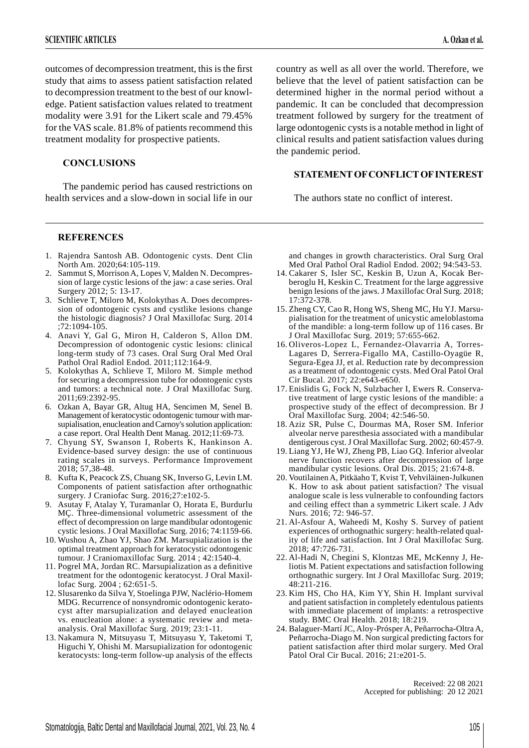outcomes of decompression treatment, this is the first study that aims to assess patient satisfaction related to decompression treatment to the best of our knowledge. Patient satisfaction values related to treatment modality were 3.91 for the Likert scale and 79.45% for the VAS scale. 81.8% of patients recommend this treatment modality for prospective patients.

## CONCLUSIONS

The pandemic period has caused restrictions on health services and a slow-down in social life in our country as well as all over the world. Therefore, we believe that the level of patient satisfaction can be determined higher in the normal period without a pandemic. It can be concluded that decompression treatment followed by surgery for the treatment of large odontogenic cysts is a notable method in light of clinical results and patient satisfaction values during the pandemic period.

## STATEMENT OF CONFLICT OF INTEREST

The authors state no conflict of interest.

## REFERENCES

1. Rajendra Santosh AB. Odontogenic cysts. Dent Clin North Am. 2020;64:105-119.
2. Sammut S, Morrison A, Lopes V, Malden N. Decompression of large cystic lesions of the jaw: a case series. Oral Surgery 2012; 5: 13-17.
3. Schlieve T, Miloro M, Kolokythas A. Does decompression of odontogenic cysts and cystlike lesions change the histologic diagnosis? J Oral Maxillofac Surg. 2014 ;72:1094-105.
4. Anavi Y, Gal G, Miron H, Calderon S, Allon DM. Decompression of odontogenic cystic lesions: clinical long-term study of 73 cases. Oral Surg Oral Med Oral Pathol Oral Radiol Endod. 2011;112:164-9.
5. Kolokythas A, Schlieve T, Miloro M. Simple method for securing a decompression tube for odontogenic cysts and tumors: a technical note. J Oral Maxillofac Surg. 2011;69:2392-95.
6. Ozkan A, Bayar GR, Altug HA, Sencimen M, Senel B. Management of keratocystic odontogenic tumour with marsupialisation, enucleation and Carnoy's solution application: a case report. Oral Health Dent Manag. 2012;11:69-73.
7. Chyung SY, Swanson I, Roberts K, Hankinson A. Evidence-based survey design: the use of continuous rating scales in surveys. Performance Improvement 2018; 57,38-48.
8. Kufta K, Peacock ZS, Chuang SK, Inverso G, Levin LM. Components of patient satisfaction after orthognathic surgery. J Craniofac Surg. 2016;27:e102-5.
9. Asutay F, Atalay Y, Turamanlar O, Horata E, Burdurlu MÇ. Three-dimensional volumetric assessment of the effect of decompression on large mandibular odontogenic cystic lesions. J Oral Maxillofac Surg. 2016; 74:1159-66.
10. Wushou A, Zhao YJ, Shao ZM. Marsupialization is the optimal treatment approach for keratocystic odontogenic tumour. J Craniomaxillofac Surg. 2014 ; 42:1540-4.
11. Pogrel MA, Jordan RC. Marsupialization as a definitive treatment for the odontogenic keratocyst. J Oral Maxillofac Surg. 2004 ; 62:651-5.
12. Slusarenko da Silva Y, Stoelinga PJW, Naclério-Homem MDG. Recurrence of nonsyndromic odontogenic keratocyst after marsupialization and delayed enucleation vs. enucleation alone: a systematic review and meta-analysis. Oral Maxillofac Surg. 2019; 23:1-11.
13. Nakamura N, Mitsuyasu T, Mitsuyasu Y, Taketomi T, Higuchi Y, Ohishi M. Marsupialization for odontogenic keratocysts: long-term follow-up analysis of the effects and changes in growth characteristics. Oral Surg Oral Med Oral Pathol Oral Radiol Endod. 2002; 94:543-53.
14. Cakarer S, Isler SC, Keskin B, Uzun A, Kocak Berberoglu H, Keskin C. Treatment for the large aggressive benign lesions of the jaws. J Maxillofac Oral Surg. 2018; 17:372-378.
15. Zheng CY, Cao R, Hong WS, Sheng MC, Hu YJ. Marsupialisation for the treatment of unicystic ameloblastoma of the mandible: a long-term follow up of 116 cases. Br J Oral Maxillofac Surg. 2019; 57:655-662.
16. Oliveros-Lopez L, Fernandez-Olavarria A, Torres-Lagares D, Serrera-Figallo MA, Castillo-Oyagüe R, Segura-Egea JJ, et al. Reduction rate by decompression as a treatment of odontogenic cysts. Med Oral Patol Oral Cir Bucal. 2017; 22:e643-e650.
17. Enislidis G, Fock N, Sulzbacher I, Ewers R. Conservative treatment of large cystic lesions of the mandible: a prospective study of the effect of decompression. Br J Oral Maxillofac Surg. 2004; 42:546-50.
18. Aziz SR, Pulse C, Dourmas MA, Roser SM. Inferior alveolar nerve paresthesia associated with a mandibular dentigerous cyst. J Oral Maxillofac Surg. 2002; 60:457-9.
19. Liang YJ, He WJ, Zheng PB, Liao GQ. Inferior alveolar nerve function recovers after decompression of large mandibular cystic lesions. Oral Dis. 2015; 21:674-8.
20. Voutilainen A, Pitkäaho T, Kvist T, Vehviläinen-Julkunen K. How to ask about patient satisfaction? The visual analogue scale is less vulnerable to confounding factors and ceiling effect than a symmetric Likert scale. J Adv Nurs. 2016; 72: 946-57.
21. Al-Asfour A, Waheedi M, Koshy S. Survey of patient experiences of orthognathic surgery: health-related quality of life and satisfaction. Int J Oral Maxillofac Surg. 2018; 47:726-731.
22. Al-Hadi N, Chegini S, Klontzas ME, McKenny J, Heliotis M. Patient expectations and satisfaction following orthognathic surgery. Int J Oral Maxillofac Surg. 2019; 48:211-216.
23. Kim HS, Cho HA, Kim YY, Shin H. Implant survival and patient satisfaction in completely edentulous patients with immediate placement of implants: a retrospective study. BMC Oral Health. 2018; 18:219.
24. Balaguer-Martí JC, Aloy-Prósper A, Peñarrocha-Oltra A, Peñarrocha-Diago M. Non surgical predicting factors for patient satisfaction after third molar surgery. Med Oral Patol Oral Cir Bucal. 2016; 21:e201-5.

Received: 22 08 2021
Accepted for publishing: 20 12 2021